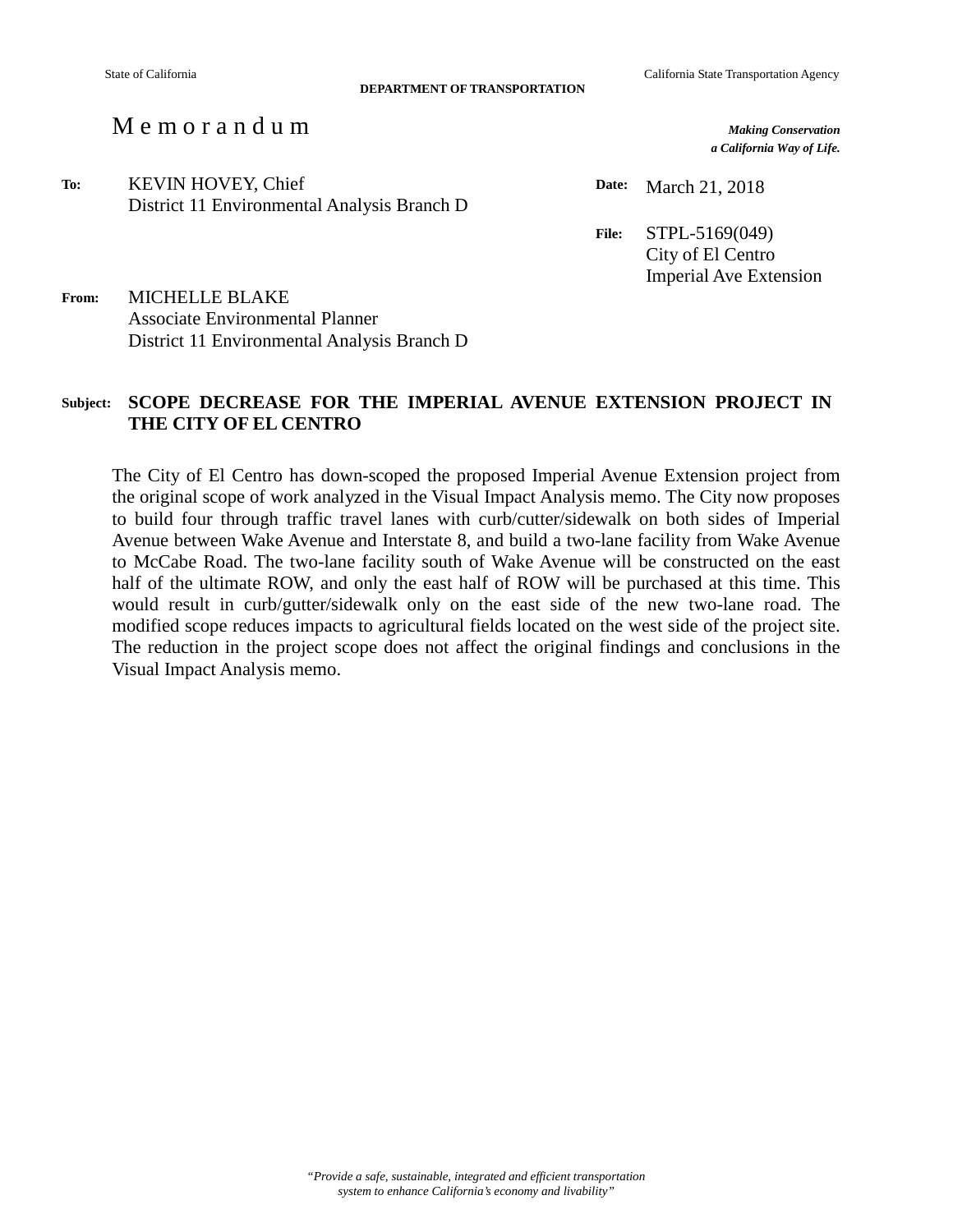State of California | California State Transportation Agency

**DEPARTMENT OF TRANSPORTATION**

# M e m o r a n d u m

***Making Conservation***
***a California Way of Life.***

**To:** KEVIN HOVEY, Chief
District 11 Environmental Analysis Branch D

**Date:** March 21, 2018

**File:** STPL-5169(049)
City of El Centro
Imperial Ave Extension

**From:** MICHELLE BLAKE
Associate Environmental Planner
District 11 Environmental Analysis Branch D

**Subject:** **SCOPE DECREASE FOR THE IMPERIAL AVENUE EXTENSION PROJECT IN THE CITY OF EL CENTRO**

The City of El Centro has down-scoped the proposed Imperial Avenue Extension project from the original scope of work analyzed in the Visual Impact Analysis memo. The City now proposes to build four through traffic travel lanes with curb/cutter/sidewalk on both sides of Imperial Avenue between Wake Avenue and Interstate 8, and build a two-lane facility from Wake Avenue to McCabe Road. The two-lane facility south of Wake Avenue will be constructed on the east half of the ultimate ROW, and only the east half of ROW will be purchased at this time. This would result in curb/gutter/sidewalk only on the east side of the new two-lane road. The modified scope reduces impacts to agricultural fields located on the west side of the project site. The reduction in the project scope does not affect the original findings and conclusions in the Visual Impact Analysis memo.

*"Provide a safe, sustainable, integrated and efficient transportation system to enhance California's economy and livability"*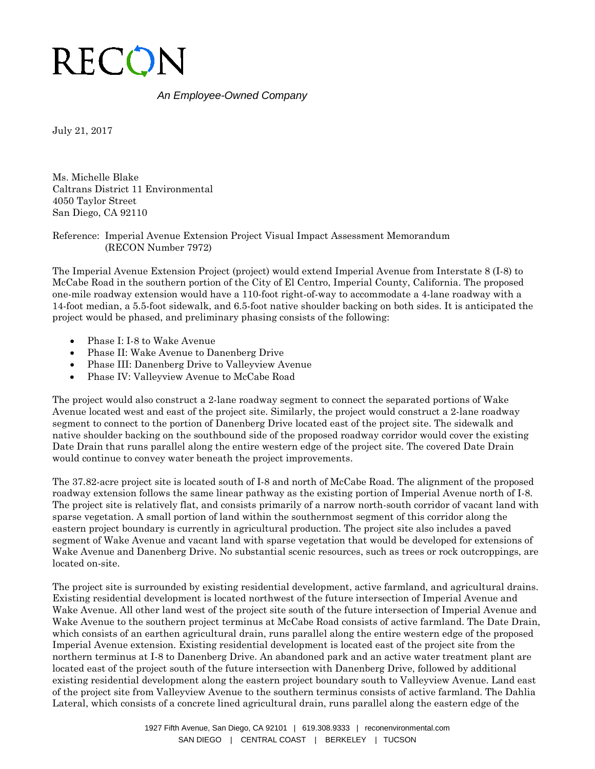# RECON

*An Employee-Owned Company*

July 21, 2017

Ms. Michelle Blake
Caltrans District 11 Environmental
4050 Taylor Street
San Diego, CA 92110

Reference: Imperial Avenue Extension Project Visual Impact Assessment Memorandum (RECON Number 7972)

The Imperial Avenue Extension Project (project) would extend Imperial Avenue from Interstate 8 (I-8) to McCabe Road in the southern portion of the City of El Centro, Imperial County, California. The proposed one-mile roadway extension would have a 110-foot right-of-way to accommodate a 4-lane roadway with a 14-foot median, a 5.5-foot sidewalk, and 6.5-foot native shoulder backing on both sides. It is anticipated the project would be phased, and preliminary phasing consists of the following:

- Phase I: I-8 to Wake Avenue
- Phase II: Wake Avenue to Danenberg Drive
- Phase III: Danenberg Drive to Valleyview Avenue
- Phase IV: Valleyview Avenue to McCabe Road

The project would also construct a 2-lane roadway segment to connect the separated portions of Wake Avenue located west and east of the project site. Similarly, the project would construct a 2-lane roadway segment to connect to the portion of Danenberg Drive located east of the project site. The sidewalk and native shoulder backing on the southbound side of the proposed roadway corridor would cover the existing Date Drain that runs parallel along the entire western edge of the project site. The covered Date Drain would continue to convey water beneath the project improvements.

The 37.82-acre project site is located south of I-8 and north of McCabe Road. The alignment of the proposed roadway extension follows the same linear pathway as the existing portion of Imperial Avenue north of I-8. The project site is relatively flat, and consists primarily of a narrow north-south corridor of vacant land with sparse vegetation. A small portion of land within the southernmost segment of this corridor along the eastern project boundary is currently in agricultural production. The project site also includes a paved segment of Wake Avenue and vacant land with sparse vegetation that would be developed for extensions of Wake Avenue and Danenberg Drive. No substantial scenic resources, such as trees or rock outcroppings, are located on-site.

The project site is surrounded by existing residential development, active farmland, and agricultural drains. Existing residential development is located northwest of the future intersection of Imperial Avenue and Wake Avenue. All other land west of the project site south of the future intersection of Imperial Avenue and Wake Avenue to the southern project terminus at McCabe Road consists of active farmland. The Date Drain, which consists of an earthen agricultural drain, runs parallel along the entire western edge of the proposed Imperial Avenue extension. Existing residential development is located east of the project site from the northern terminus at I-8 to Danenberg Drive. An abandoned park and an active water treatment plant are located east of the project south of the future intersection with Danenberg Drive, followed by additional existing residential development along the eastern project boundary south to Valleyview Avenue. Land east of the project site from Valleyview Avenue to the southern terminus consists of active farmland. The Dahlia Lateral, which consists of a concrete lined agricultural drain, runs parallel along the eastern edge of the

1927 Fifth Avenue, San Diego, CA 92101 | 619.308.9333 | reconenvironmental.com
SAN DIEGO | CENTRAL COAST | BERKELEY | TUCSON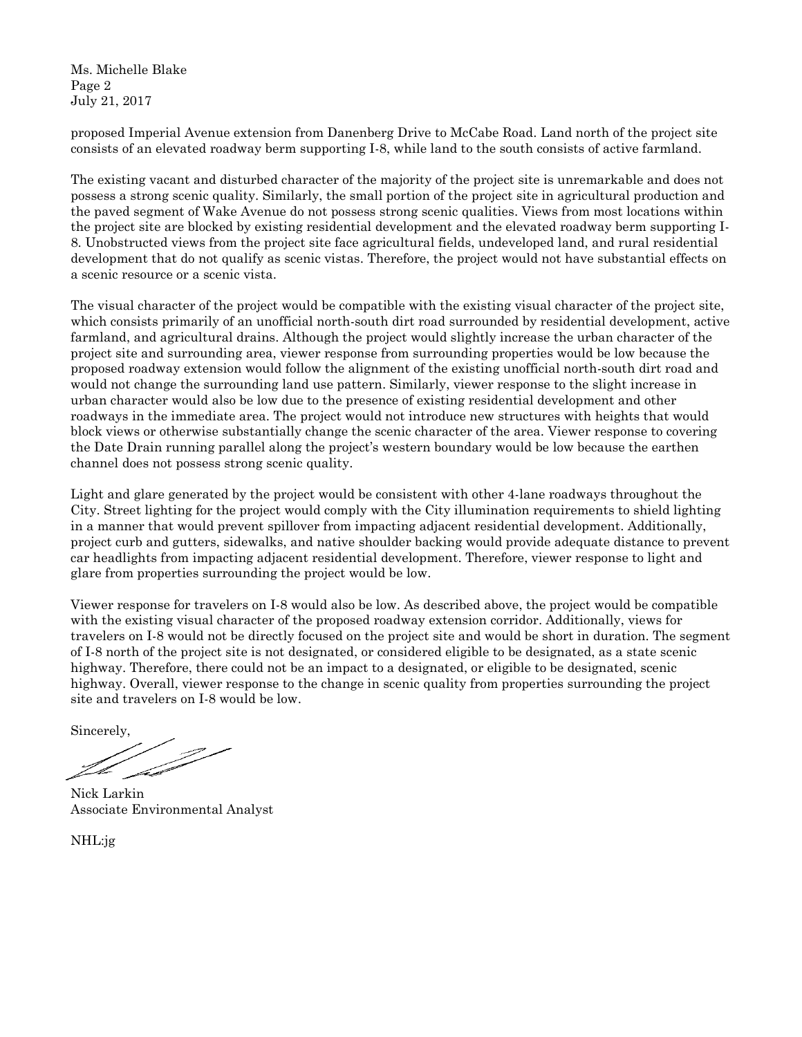Ms. Michelle Blake
Page 2
July 21, 2017

proposed Imperial Avenue extension from Danenberg Drive to McCabe Road. Land north of the project site consists of an elevated roadway berm supporting I-8, while land to the south consists of active farmland.

The existing vacant and disturbed character of the majority of the project site is unremarkable and does not possess a strong scenic quality. Similarly, the small portion of the project site in agricultural production and the paved segment of Wake Avenue do not possess strong scenic qualities. Views from most locations within the project site are blocked by existing residential development and the elevated roadway berm supporting I-8. Unobstructed views from the project site face agricultural fields, undeveloped land, and rural residential development that do not qualify as scenic vistas. Therefore, the project would not have substantial effects on a scenic resource or a scenic vista.

The visual character of the project would be compatible with the existing visual character of the project site, which consists primarily of an unofficial north-south dirt road surrounded by residential development, active farmland, and agricultural drains. Although the project would slightly increase the urban character of the project site and surrounding area, viewer response from surrounding properties would be low because the proposed roadway extension would follow the alignment of the existing unofficial north-south dirt road and would not change the surrounding land use pattern. Similarly, viewer response to the slight increase in urban character would also be low due to the presence of existing residential development and other roadways in the immediate area. The project would not introduce new structures with heights that would block views or otherwise substantially change the scenic character of the area. Viewer response to covering the Date Drain running parallel along the project's western boundary would be low because the earthen channel does not possess strong scenic quality.

Light and glare generated by the project would be consistent with other 4-lane roadways throughout the City. Street lighting for the project would comply with the City illumination requirements to shield lighting in a manner that would prevent spillover from impacting adjacent residential development. Additionally, project curb and gutters, sidewalks, and native shoulder backing would provide adequate distance to prevent car headlights from impacting adjacent residential development. Therefore, viewer response to light and glare from properties surrounding the project would be low.

Viewer response for travelers on I-8 would also be low. As described above, the project would be compatible with the existing visual character of the proposed roadway extension corridor. Additionally, views for travelers on I-8 would not be directly focused on the project site and would be short in duration. The segment of I-8 north of the project site is not designated, or considered eligible to be designated, as a state scenic highway. Therefore, there could not be an impact to a designated, or eligible to be designated, scenic highway. Overall, viewer response to the change in scenic quality from properties surrounding the project site and travelers on I-8 would be low.

Sincerely,

Nick Larkin
Associate Environmental Analyst

NHL:jg